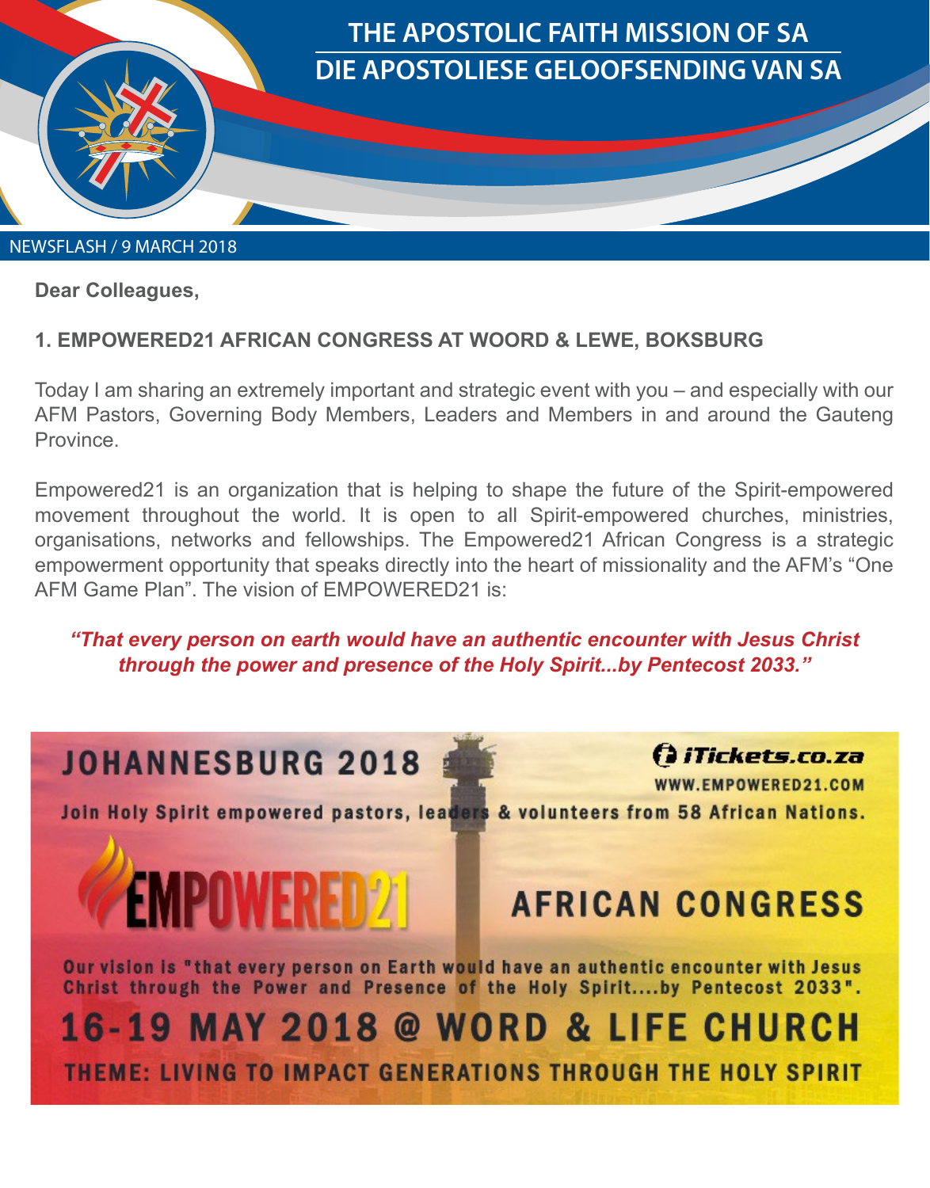# THE APOSTOLIC FAITH MISSION OF SA
# DIE APOSTOLIESE GELOOFSENDING VAN SA

NEWSFLASH / 9 MARCH 2018

**Dear Colleagues,**

## 1. EMPOWERED21 AFRICAN CONGRESS AT WOORD & LEWE, BOKSBURG

Today I am sharing an extremely important and strategic event with you – and especially with our AFM Pastors, Governing Body Members, Leaders and Members in and around the Gauteng Province.

Empowered21 is an organization that is helping to shape the future of the Spirit-empowered movement throughout the world. It is open to all Spirit-empowered churches, ministries, organisations, networks and fellowships. The Empowered21 African Congress is a strategic empowerment opportunity that speaks directly into the heart of missionality and the AFM's "One AFM Game Plan". The vision of EMPOWERED21 is:

***"That every person on earth would have an authentic encounter with Jesus Christ through the power and presence of the Holy Spirit...by Pentecost 2033."***

JOHANNESBURG 2018

iTickets.co.za

WWW.EMPOWERED21.COM

Join Holy Spirit empowered pastors, leaders & volunteers from 58 African Nations.

EMPOWERED21 AFRICAN CONGRESS

Our vision is "that every person on Earth would have an authentic encounter with Jesus Christ through the Power and Presence of the Holy Spirit....by Pentecost 2033".

16-19 MAY 2018 @ WORD & LIFE CHURCH

THEME: LIVING TO IMPACT GENERATIONS THROUGH THE HOLY SPIRIT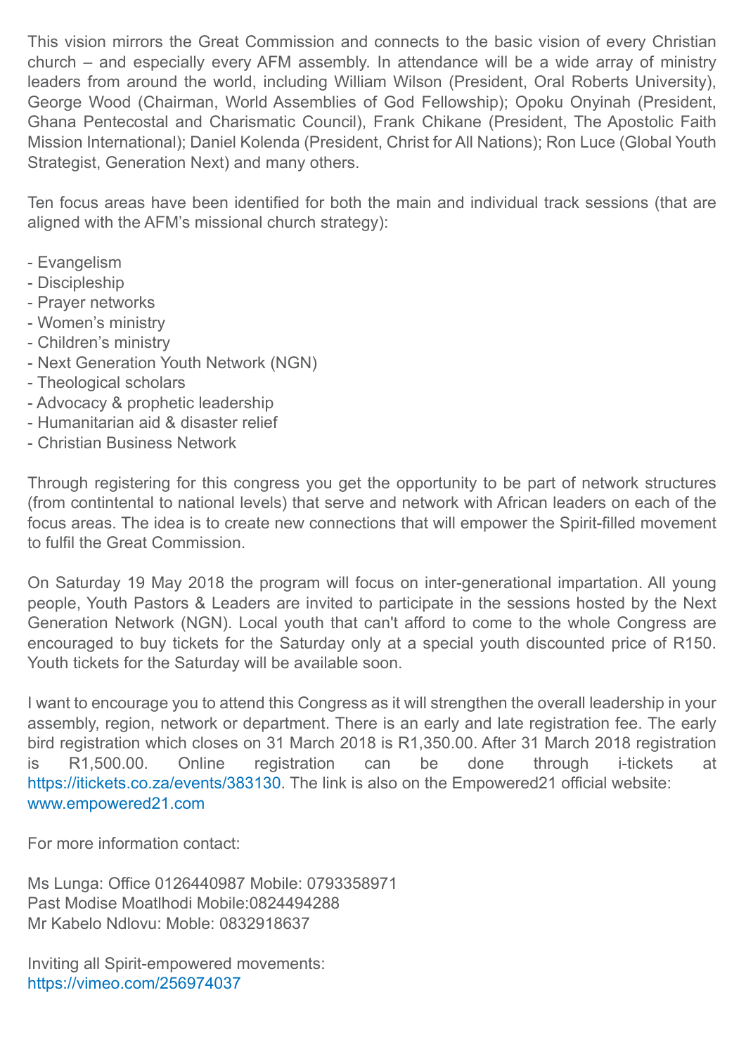This vision mirrors the Great Commission and connects to the basic vision of every Christian church – and especially every AFM assembly. In attendance will be a wide array of ministry leaders from around the world, including William Wilson (President, Oral Roberts University), George Wood (Chairman, World Assemblies of God Fellowship); Opoku Onyinah (President, Ghana Pentecostal and Charismatic Council), Frank Chikane (President, The Apostolic Faith Mission International); Daniel Kolenda (President, Christ for All Nations); Ron Luce (Global Youth Strategist, Generation Next) and many others.

Ten focus areas have been identified for both the main and individual track sessions (that are aligned with the AFM's missional church strategy):

- Evangelism
- Discipleship
- Prayer networks
- Women's ministry
- Children's ministry
- Next Generation Youth Network (NGN)
- Theological scholars
- Advocacy & prophetic leadership
- Humanitarian aid & disaster relief
- Christian Business Network

Through registering for this congress you get the opportunity to be part of network structures (from contintental to national levels) that serve and network with African leaders on each of the focus areas. The idea is to create new connections that will empower the Spirit-filled movement to fulfil the Great Commission.

On Saturday 19 May 2018 the program will focus on inter-generational impartation. All young people, Youth Pastors & Leaders are invited to participate in the sessions hosted by the Next Generation Network (NGN). Local youth that can't afford to come to the whole Congress are encouraged to buy tickets for the Saturday only at a special youth discounted price of R150. Youth tickets for the Saturday will be available soon.

I want to encourage you to attend this Congress as it will strengthen the overall leadership in your assembly, region, network or department. There is an early and late registration fee. The early bird registration which closes on 31 March 2018 is R1,350.00. After 31 March 2018 registration is R1,500.00. Online registration can be done through i-tickets at https://itickets.co.za/events/383130. The link is also on the Empowered21 official website: www.empowered21.com

For more information contact:

Ms Lunga: Office 0126440987 Mobile: 0793358971
Past Modise Moatlhodi Mobile:0824494288
Mr Kabelo Ndlovu: Moble: 0832918637

Inviting all Spirit-empowered movements:
https://vimeo.com/256974037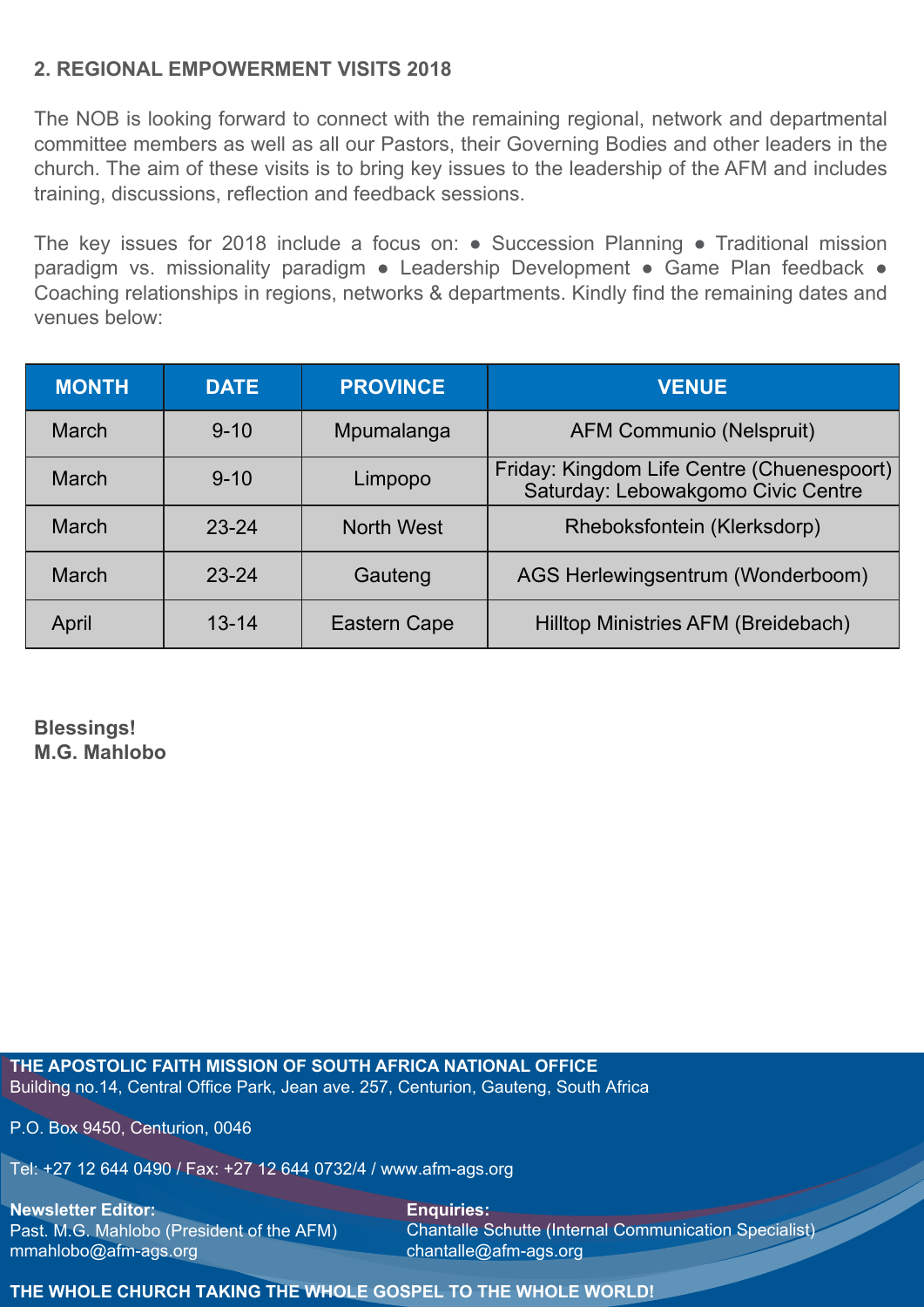## 2. REGIONAL EMPOWERMENT VISITS 2018

The NOB is looking forward to connect with the remaining regional, network and departmental committee members as well as all our Pastors, their Governing Bodies and other leaders in the church. The aim of these visits is to bring key issues to the leadership of the AFM and includes training, discussions, reflection and feedback sessions.

The key issues for 2018 include a focus on: ● Succession Planning ● Traditional mission paradigm vs. missionality paradigm ● Leadership Development ● Game Plan feedback ● Coaching relationships in regions, networks & departments. Kindly find the remaining dates and venues below:

| MONTH | DATE | PROVINCE | VENUE |
|---|---|---|---|
| March | 9-10 | Mpumalanga | AFM Communio (Nelspruit) |
| March | 9-10 | Limpopo | Friday: Kingdom Life Centre (Chuenespoort) Saturday: Lebowakgomo Civic Centre |
| March | 23-24 | North West | Rheboksfontein (Klerksdorp) |
| March | 23-24 | Gauteng | AGS Herlewingsentrum (Wonderboom) |
| April | 13-14 | Eastern Cape | Hilltop Ministries AFM (Breidebach) |

**Blessings!**
**M.G. Mahlobo**

**THE APOSTOLIC FAITH MISSION OF SOUTH AFRICA NATIONAL OFFICE**
Building no.14, Central Office Park, Jean ave. 257, Centurion, Gauteng, South Africa

P.O. Box 9450, Centurion, 0046

Tel: +27 12 644 0490 / Fax: +27 12 644 0732/4 / www.afm-ags.org

**Newsletter Editor:**
Past. M.G. Mahlobo (President of the AFM)
mmahlobo@afm-ags.org

**Enquiries:**
Chantalle Schutte (Internal Communication Specialist)
chantalle@afm-ags.org

**THE WHOLE CHURCH TAKING THE WHOLE GOSPEL TO THE WHOLE WORLD!**